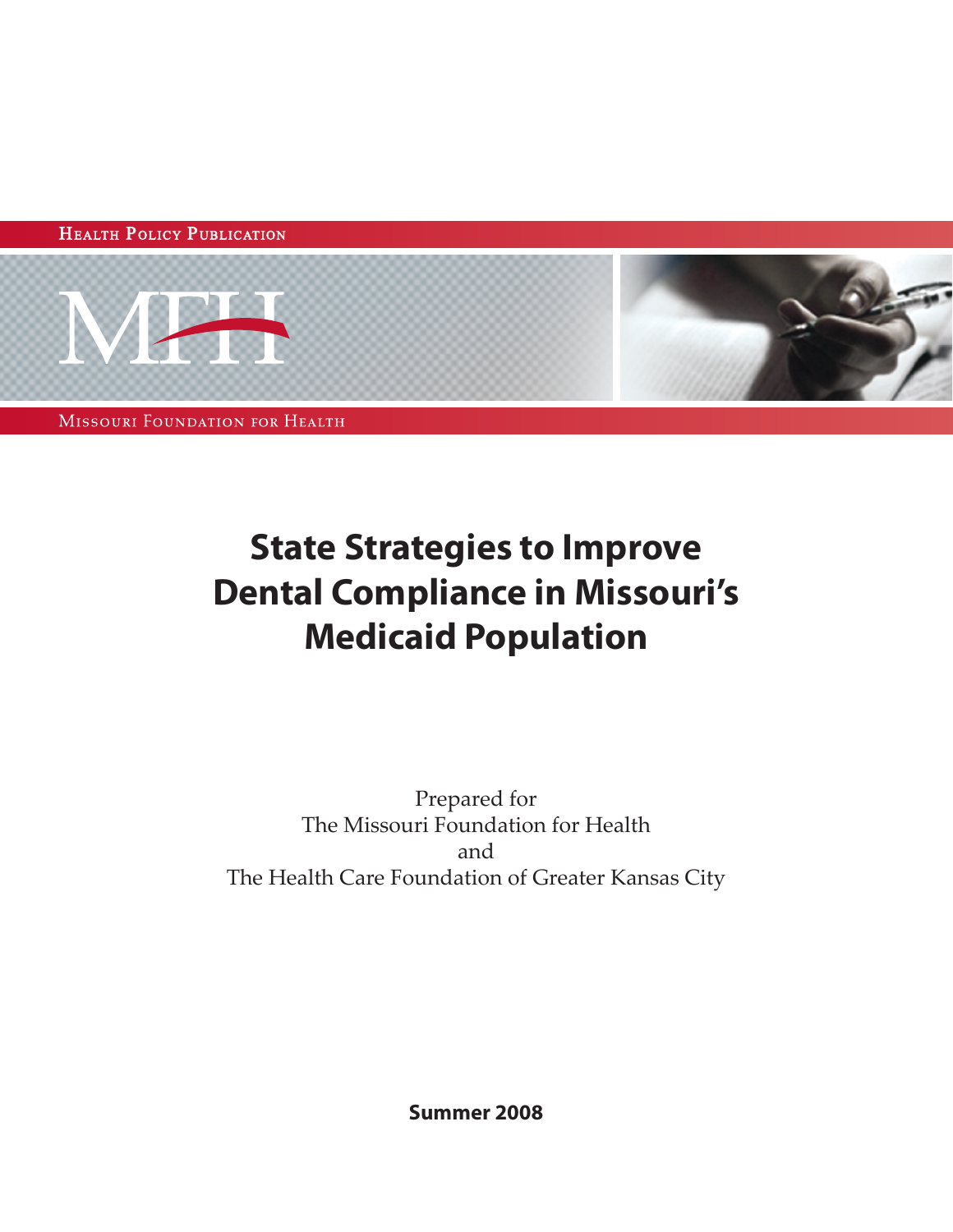Health Policy Publication

Missouri Foundation for Health

# State Strategies to Improve Dental Compliance in Missouri's Medicaid Population

Prepared for
The Missouri Foundation for Health
and
The Health Care Foundation of Greater Kansas City

**Summer 2008**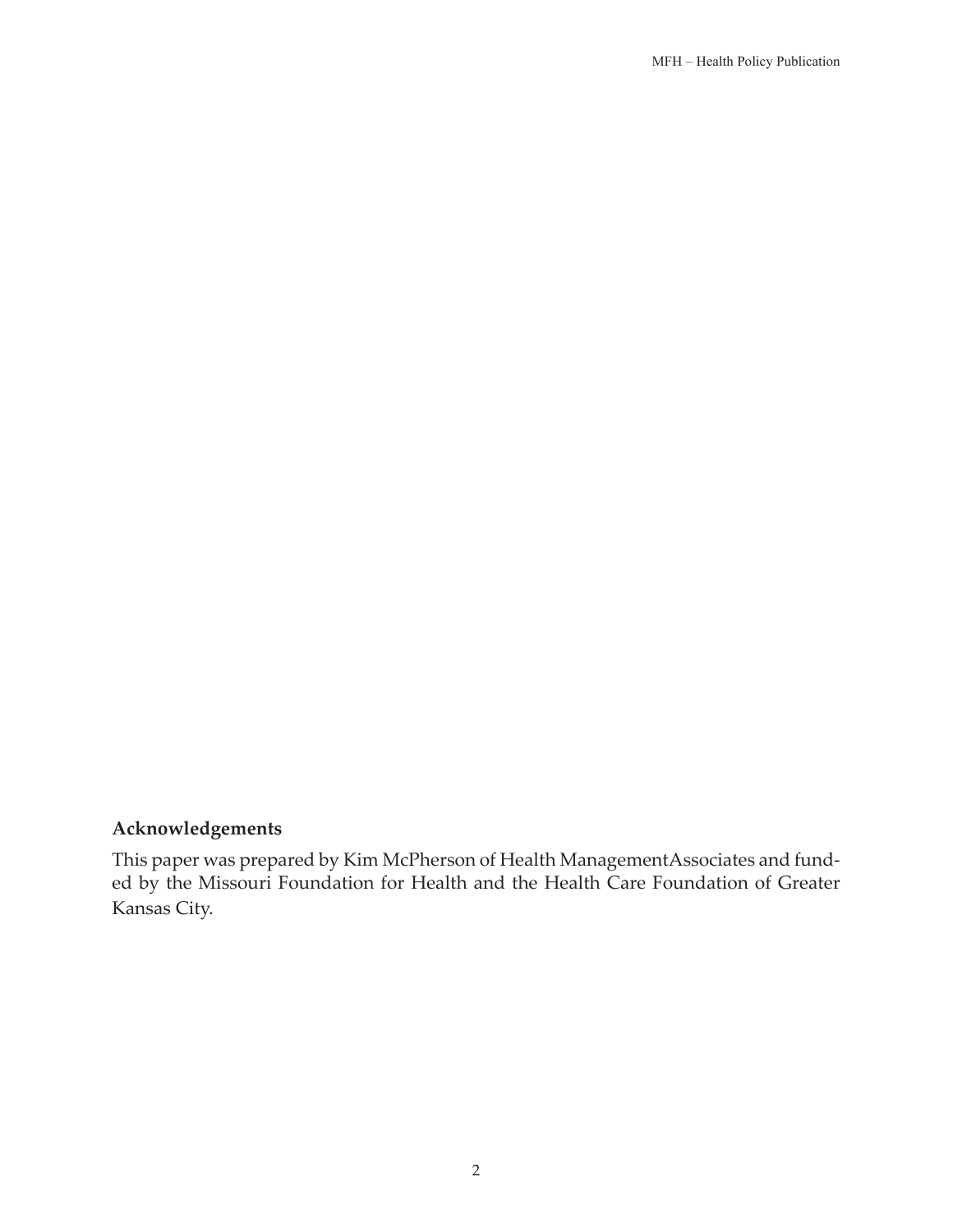## Acknowledgements

This paper was prepared by Kim McPherson of Health ManagementAssociates and funded by the Missouri Foundation for Health and the Health Care Foundation of Greater Kansas City.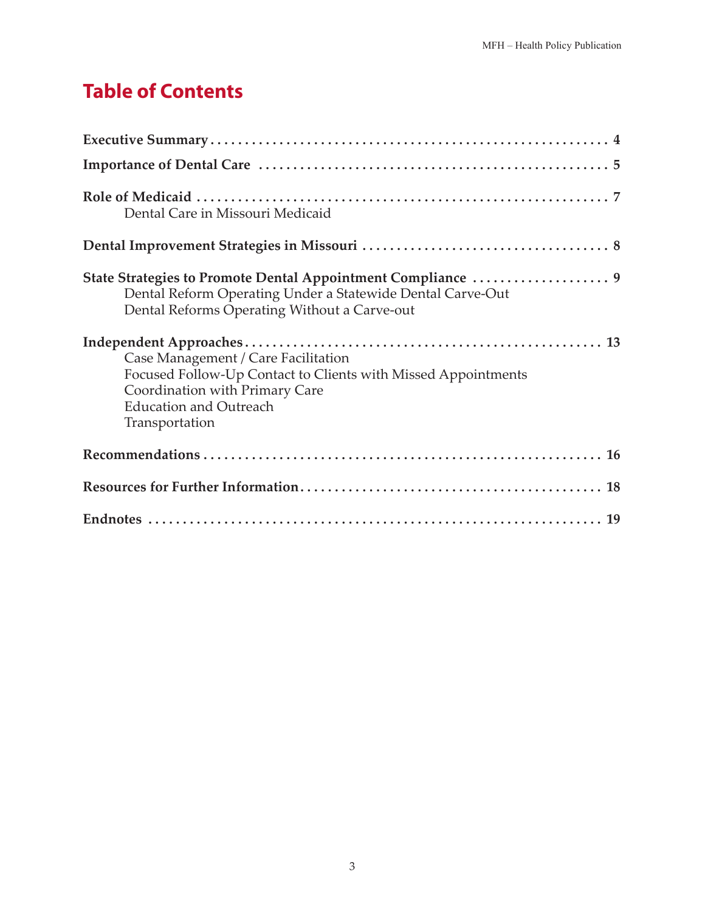# Table of Contents

**Executive Summary** . . . . . . . . . . . . . . . . . . . . . . . . . . . . . . . . . . . . . . . . . . . . . . . . . . . . . . . . . . . 4

**Importance of Dental Care** . . . . . . . . . . . . . . . . . . . . . . . . . . . . . . . . . . . . . . . . . . . . . . . . . . . 5

**Role of Medicaid** . . . . . . . . . . . . . . . . . . . . . . . . . . . . . . . . . . . . . . . . . . . . . . . . . . . . . . . . . . . . . 7
- Dental Care in Missouri Medicaid

**Dental Improvement Strategies in Missouri** . . . . . . . . . . . . . . . . . . . . . . . . . . . . . . . . . . . . 8

**State Strategies to Promote Dental Appointment Compliance** . . . . . . . . . . . . . . . . . . . . 9
- Dental Reform Operating Under a Statewide Dental Carve-Out
- Dental Reforms Operating Without a Carve-out

**Independent Approaches** . . . . . . . . . . . . . . . . . . . . . . . . . . . . . . . . . . . . . . . . . . . . . . . . . . . . 13
- Case Management / Care Facilitation
- Focused Follow-Up Contact to Clients with Missed Appointments
- Coordination with Primary Care
- Education and Outreach
- Transportation

**Recommendations** . . . . . . . . . . . . . . . . . . . . . . . . . . . . . . . . . . . . . . . . . . . . . . . . . . . . . . . . . 16

**Resources for Further Information** . . . . . . . . . . . . . . . . . . . . . . . . . . . . . . . . . . . . . . . . . . . 18

**Endnotes** . . . . . . . . . . . . . . . . . . . . . . . . . . . . . . . . . . . . . . . . . . . . . . . . . . . . . . . . . . . . . . . . . 19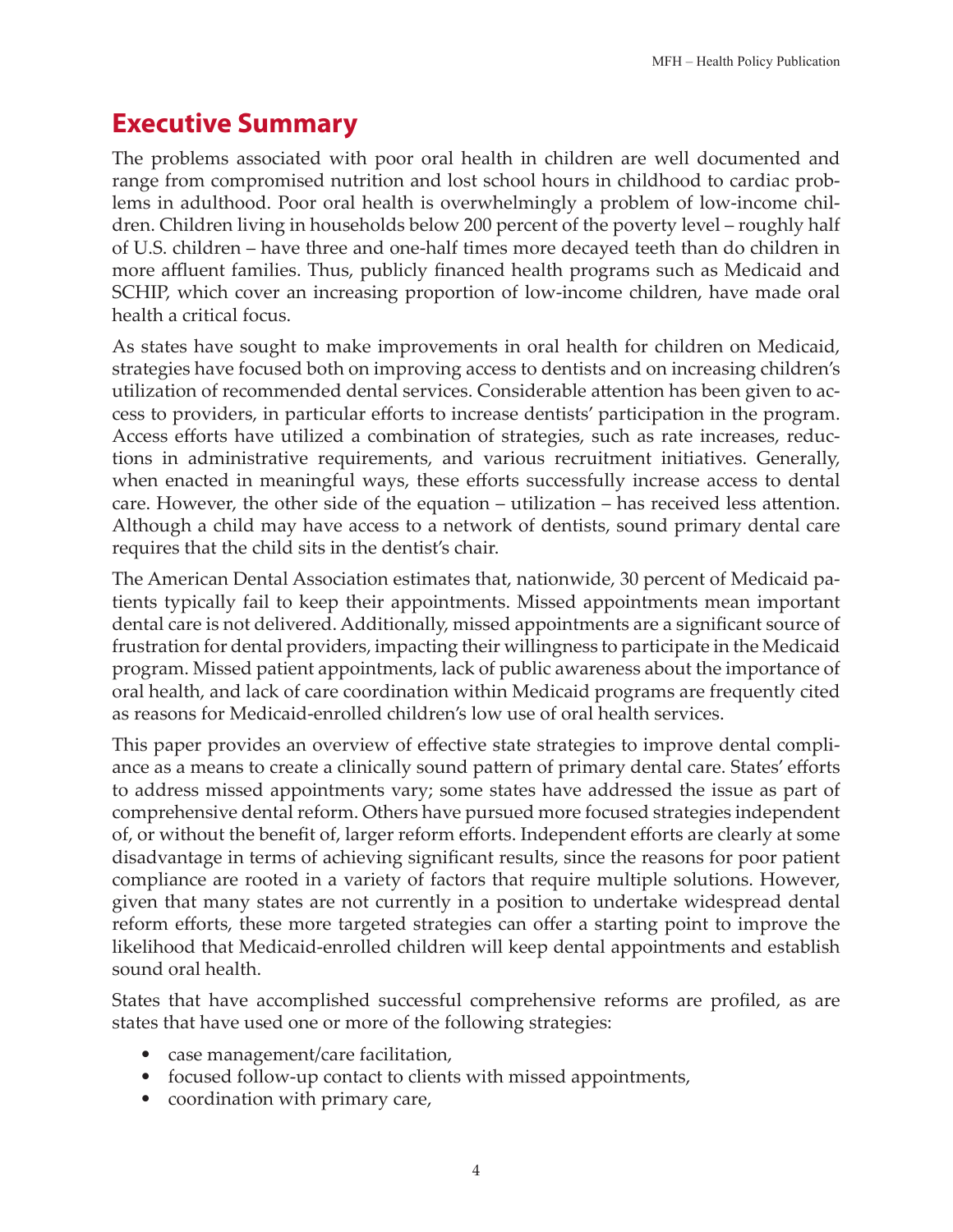# Executive Summary

The problems associated with poor oral health in children are well documented and range from compromised nutrition and lost school hours in childhood to cardiac problems in adulthood. Poor oral health is overwhelmingly a problem of low-income children. Children living in households below 200 percent of the poverty level – roughly half of U.S. children – have three and one-half times more decayed teeth than do children in more affluent families. Thus, publicly financed health programs such as Medicaid and SCHIP, which cover an increasing proportion of low-income children, have made oral health a critical focus.

As states have sought to make improvements in oral health for children on Medicaid, strategies have focused both on improving access to dentists and on increasing children's utilization of recommended dental services. Considerable attention has been given to access to providers, in particular efforts to increase dentists' participation in the program. Access efforts have utilized a combination of strategies, such as rate increases, reductions in administrative requirements, and various recruitment initiatives. Generally, when enacted in meaningful ways, these efforts successfully increase access to dental care. However, the other side of the equation – utilization – has received less attention. Although a child may have access to a network of dentists, sound primary dental care requires that the child sits in the dentist's chair.

The American Dental Association estimates that, nationwide, 30 percent of Medicaid patients typically fail to keep their appointments. Missed appointments mean important dental care is not delivered. Additionally, missed appointments are a significant source of frustration for dental providers, impacting their willingness to participate in the Medicaid program. Missed patient appointments, lack of public awareness about the importance of oral health, and lack of care coordination within Medicaid programs are frequently cited as reasons for Medicaid-enrolled children's low use of oral health services.

This paper provides an overview of effective state strategies to improve dental compliance as a means to create a clinically sound pattern of primary dental care. States' efforts to address missed appointments vary; some states have addressed the issue as part of comprehensive dental reform. Others have pursued more focused strategies independent of, or without the benefit of, larger reform efforts. Independent efforts are clearly at some disadvantage in terms of achieving significant results, since the reasons for poor patient compliance are rooted in a variety of factors that require multiple solutions. However, given that many states are not currently in a position to undertake widespread dental reform efforts, these more targeted strategies can offer a starting point to improve the likelihood that Medicaid-enrolled children will keep dental appointments and establish sound oral health.

States that have accomplished successful comprehensive reforms are profiled, as are states that have used one or more of the following strategies:

- case management/care facilitation,
- focused follow-up contact to clients with missed appointments,
- coordination with primary care,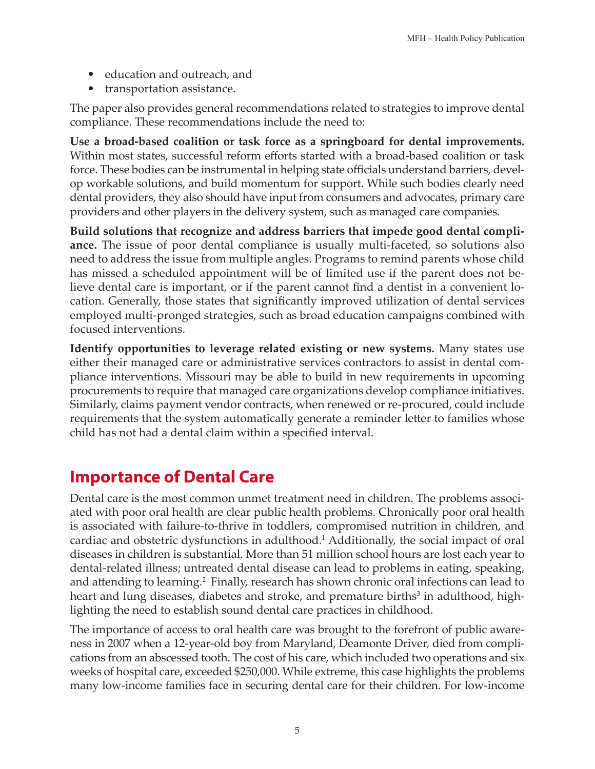- education and outreach, and
- transportation assistance.

The paper also provides general recommendations related to strategies to improve dental compliance. These recommendations include the need to:

**Use a broad-based coalition or task force as a springboard for dental improvements.** Within most states, successful reform efforts started with a broad-based coalition or task force. These bodies can be instrumental in helping state officials understand barriers, develop workable solutions, and build momentum for support. While such bodies clearly need dental providers, they also should have input from consumers and advocates, primary care providers and other players in the delivery system, such as managed care companies.

**Build solutions that recognize and address barriers that impede good dental compliance.** The issue of poor dental compliance is usually multi-faceted, so solutions also need to address the issue from multiple angles. Programs to remind parents whose child has missed a scheduled appointment will be of limited use if the parent does not believe dental care is important, or if the parent cannot find a dentist in a convenient location. Generally, those states that significantly improved utilization of dental services employed multi-pronged strategies, such as broad education campaigns combined with focused interventions.

**Identify opportunities to leverage related existing or new systems.** Many states use either their managed care or administrative services contractors to assist in dental compliance interventions. Missouri may be able to build in new requirements in upcoming procurements to require that managed care organizations develop compliance initiatives. Similarly, claims payment vendor contracts, when renewed or re-procured, could include requirements that the system automatically generate a reminder letter to families whose child has not had a dental claim within a specified interval.

## Importance of Dental Care

Dental care is the most common unmet treatment need in children. The problems associated with poor oral health are clear public health problems. Chronically poor oral health is associated with failure-to-thrive in toddlers, compromised nutrition in children, and cardiac and obstetric dysfunctions in adulthood.[1] Additionally, the social impact of oral diseases in children is substantial. More than 51 million school hours are lost each year to dental-related illness; untreated dental disease can lead to problems in eating, speaking, and attending to learning.[2] Finally, research has shown chronic oral infections can lead to heart and lung diseases, diabetes and stroke, and premature births[3] in adulthood, highlighting the need to establish sound dental care practices in childhood.

The importance of access to oral health care was brought to the forefront of public awareness in 2007 when a 12-year-old boy from Maryland, Deamonte Driver, died from complications from an abscessed tooth. The cost of his care, which included two operations and six weeks of hospital care, exceeded $250,000. While extreme, this case highlights the problems many low-income families face in securing dental care for their children. For low-income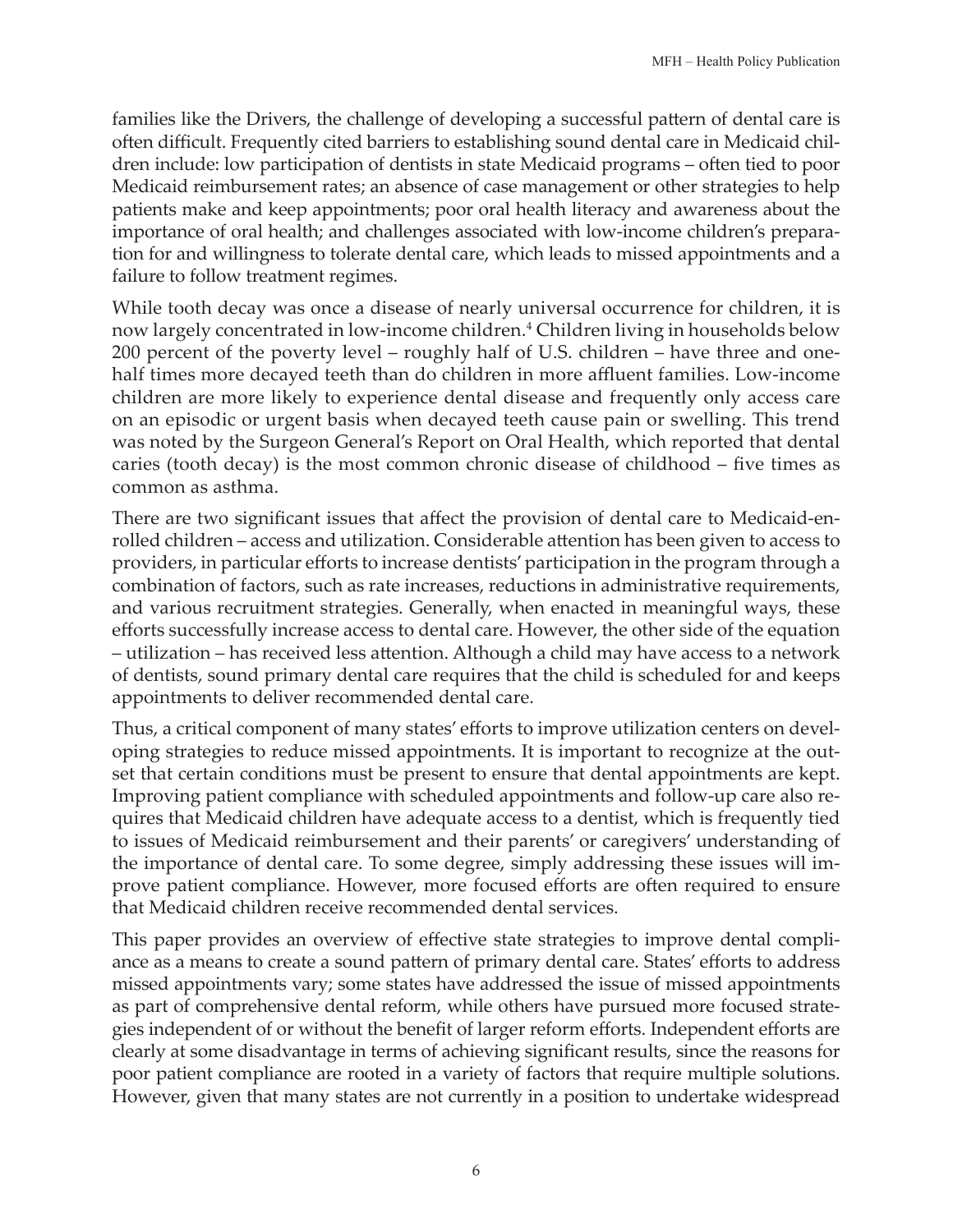families like the Drivers, the challenge of developing a successful pattern of dental care is often difficult. Frequently cited barriers to establishing sound dental care in Medicaid children include: low participation of dentists in state Medicaid programs – often tied to poor Medicaid reimbursement rates; an absence of case management or other strategies to help patients make and keep appointments; poor oral health literacy and awareness about the importance of oral health; and challenges associated with low-income children's preparation for and willingness to tolerate dental care, which leads to missed appointments and a failure to follow treatment regimes.

While tooth decay was once a disease of nearly universal occurrence for children, it is now largely concentrated in low-income children.[4] Children living in households below 200 percent of the poverty level – roughly half of U.S. children – have three and one-half times more decayed teeth than do children in more affluent families. Low-income children are more likely to experience dental disease and frequently only access care on an episodic or urgent basis when decayed teeth cause pain or swelling. This trend was noted by the Surgeon General's Report on Oral Health, which reported that dental caries (tooth decay) is the most common chronic disease of childhood – five times as common as asthma.

There are two significant issues that affect the provision of dental care to Medicaid-enrolled children – access and utilization. Considerable attention has been given to access to providers, in particular efforts to increase dentists' participation in the program through a combination of factors, such as rate increases, reductions in administrative requirements, and various recruitment strategies. Generally, when enacted in meaningful ways, these efforts successfully increase access to dental care. However, the other side of the equation – utilization – has received less attention. Although a child may have access to a network of dentists, sound primary dental care requires that the child is scheduled for and keeps appointments to deliver recommended dental care.

Thus, a critical component of many states' efforts to improve utilization centers on developing strategies to reduce missed appointments. It is important to recognize at the outset that certain conditions must be present to ensure that dental appointments are kept. Improving patient compliance with scheduled appointments and follow-up care also requires that Medicaid children have adequate access to a dentist, which is frequently tied to issues of Medicaid reimbursement and their parents' or caregivers' understanding of the importance of dental care. To some degree, simply addressing these issues will improve patient compliance. However, more focused efforts are often required to ensure that Medicaid children receive recommended dental services.

This paper provides an overview of effective state strategies to improve dental compliance as a means to create a sound pattern of primary dental care. States' efforts to address missed appointments vary; some states have addressed the issue of missed appointments as part of comprehensive dental reform, while others have pursued more focused strategies independent of or without the benefit of larger reform efforts. Independent efforts are clearly at some disadvantage in terms of achieving significant results, since the reasons for poor patient compliance are rooted in a variety of factors that require multiple solutions. However, given that many states are not currently in a position to undertake widespread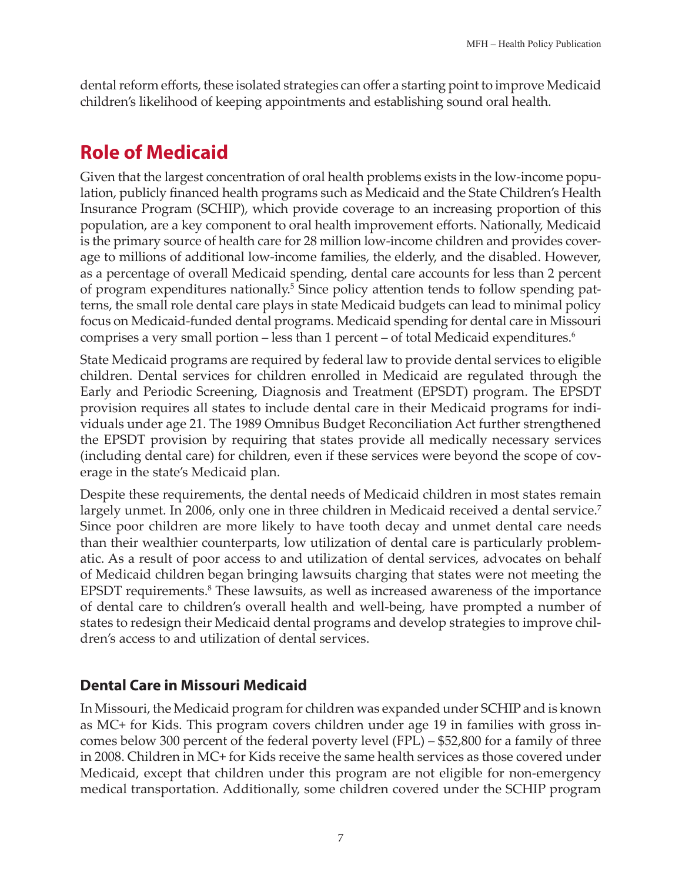dental reform efforts, these isolated strategies can offer a starting point to improve Medicaid children's likelihood of keeping appointments and establishing sound oral health.

## Role of Medicaid

Given that the largest concentration of oral health problems exists in the low-income population, publicly financed health programs such as Medicaid and the State Children's Health Insurance Program (SCHIP), which provide coverage to an increasing proportion of this population, are a key component to oral health improvement efforts. Nationally, Medicaid is the primary source of health care for 28 million low-income children and provides coverage to millions of additional low-income families, the elderly, and the disabled. However, as a percentage of overall Medicaid spending, dental care accounts for less than 2 percent of program expenditures nationally.[5] Since policy attention tends to follow spending patterns, the small role dental care plays in state Medicaid budgets can lead to minimal policy focus on Medicaid-funded dental programs. Medicaid spending for dental care in Missouri comprises a very small portion – less than 1 percent – of total Medicaid expenditures.[6]

State Medicaid programs are required by federal law to provide dental services to eligible children. Dental services for children enrolled in Medicaid are regulated through the Early and Periodic Screening, Diagnosis and Treatment (EPSDT) program. The EPSDT provision requires all states to include dental care in their Medicaid programs for individuals under age 21. The 1989 Omnibus Budget Reconciliation Act further strengthened the EPSDT provision by requiring that states provide all medically necessary services (including dental care) for children, even if these services were beyond the scope of coverage in the state's Medicaid plan.

Despite these requirements, the dental needs of Medicaid children in most states remain largely unmet. In 2006, only one in three children in Medicaid received a dental service.[7] Since poor children are more likely to have tooth decay and unmet dental care needs than their wealthier counterparts, low utilization of dental care is particularly problematic. As a result of poor access to and utilization of dental services, advocates on behalf of Medicaid children began bringing lawsuits charging that states were not meeting the EPSDT requirements.[8] These lawsuits, as well as increased awareness of the importance of dental care to children's overall health and well-being, have prompted a number of states to redesign their Medicaid dental programs and develop strategies to improve children's access to and utilization of dental services.

### Dental Care in Missouri Medicaid

In Missouri, the Medicaid program for children was expanded under SCHIP and is known as MC+ for Kids. This program covers children under age 19 in families with gross incomes below 300 percent of the federal poverty level (FPL) – $52,800 for a family of three in 2008. Children in MC+ for Kids receive the same health services as those covered under Medicaid, except that children under this program are not eligible for non-emergency medical transportation. Additionally, some children covered under the SCHIP program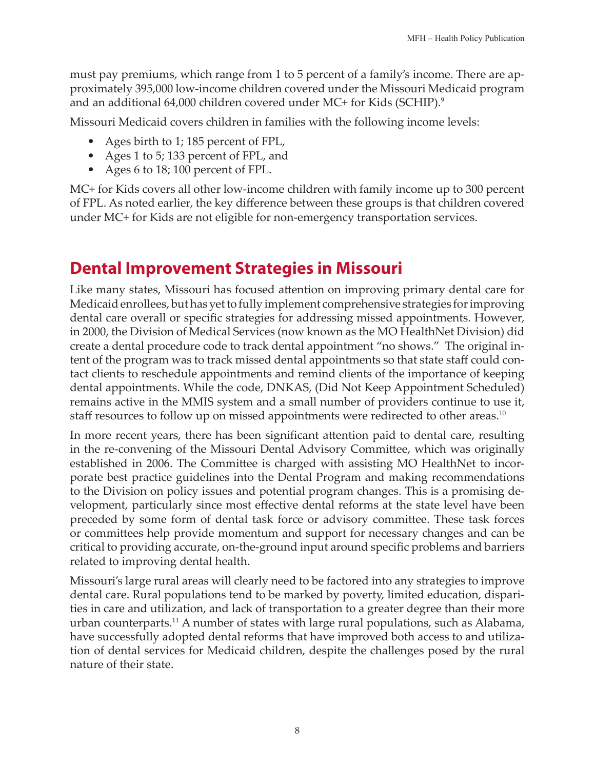must pay premiums, which range from 1 to 5 percent of a family's income. There are approximately 395,000 low-income children covered under the Missouri Medicaid program and an additional 64,000 children covered under MC+ for Kids (SCHIP).[9]

Missouri Medicaid covers children in families with the following income levels:

- Ages birth to 1; 185 percent of FPL,
- Ages 1 to 5; 133 percent of FPL, and
- Ages 6 to 18; 100 percent of FPL.

MC+ for Kids covers all other low-income children with family income up to 300 percent of FPL. As noted earlier, the key difference between these groups is that children covered under MC+ for Kids are not eligible for non-emergency transportation services.

## Dental Improvement Strategies in Missouri

Like many states, Missouri has focused attention on improving primary dental care for Medicaid enrollees, but has yet to fully implement comprehensive strategies for improving dental care overall or specific strategies for addressing missed appointments. However, in 2000, the Division of Medical Services (now known as the MO HealthNet Division) did create a dental procedure code to track dental appointment "no shows." The original intent of the program was to track missed dental appointments so that state staff could contact clients to reschedule appointments and remind clients of the importance of keeping dental appointments. While the code, DNKAS, (Did Not Keep Appointment Scheduled) remains active in the MMIS system and a small number of providers continue to use it, staff resources to follow up on missed appointments were redirected to other areas.[10]

In more recent years, there has been significant attention paid to dental care, resulting in the re-convening of the Missouri Dental Advisory Committee, which was originally established in 2006. The Committee is charged with assisting MO HealthNet to incorporate best practice guidelines into the Dental Program and making recommendations to the Division on policy issues and potential program changes. This is a promising development, particularly since most effective dental reforms at the state level have been preceded by some form of dental task force or advisory committee. These task forces or committees help provide momentum and support for necessary changes and can be critical to providing accurate, on-the-ground input around specific problems and barriers related to improving dental health.

Missouri's large rural areas will clearly need to be factored into any strategies to improve dental care. Rural populations tend to be marked by poverty, limited education, disparities in care and utilization, and lack of transportation to a greater degree than their more urban counterparts.[11] A number of states with large rural populations, such as Alabama, have successfully adopted dental reforms that have improved both access to and utilization of dental services for Medicaid children, despite the challenges posed by the rural nature of their state.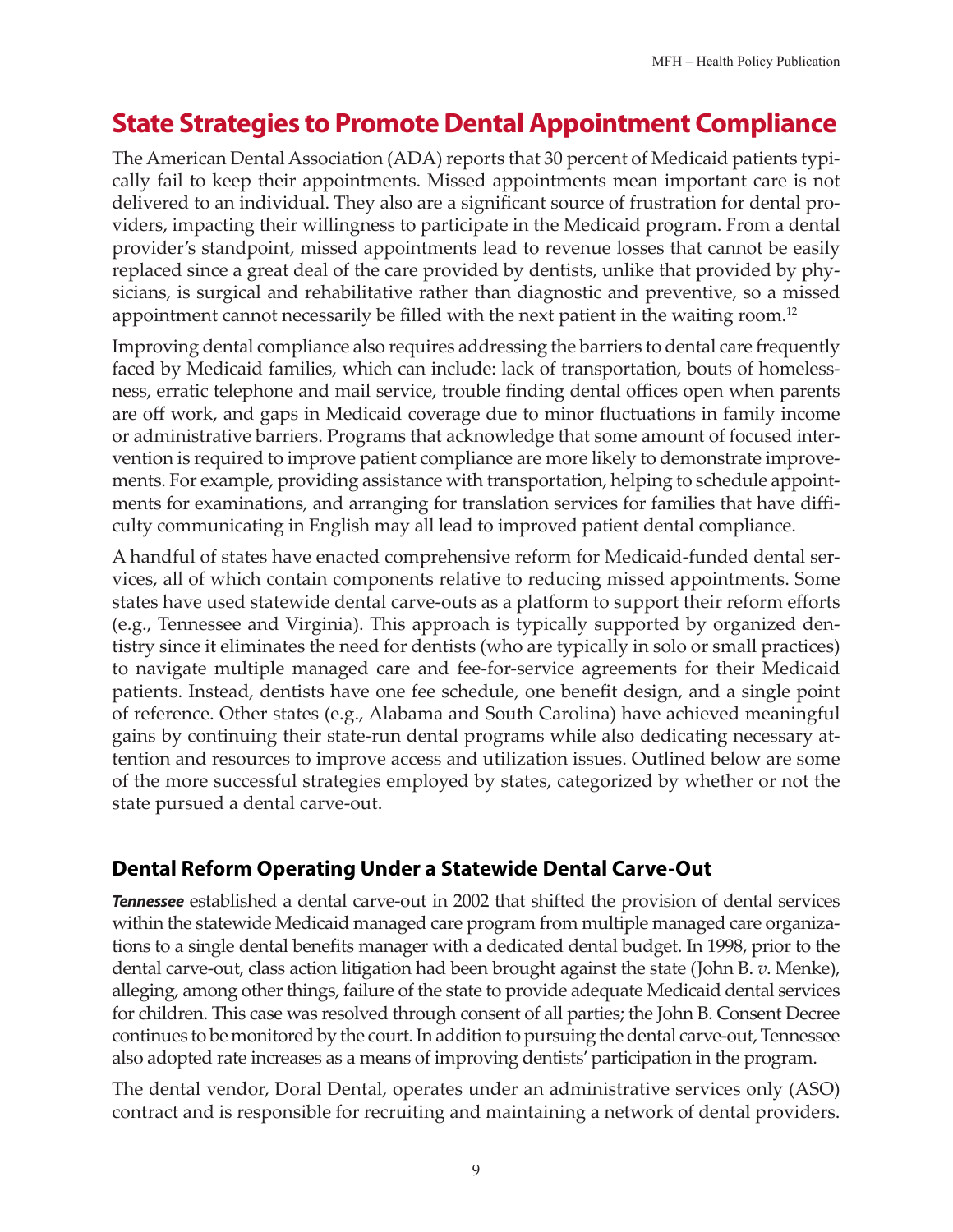## State Strategies to Promote Dental Appointment Compliance

The American Dental Association (ADA) reports that 30 percent of Medicaid patients typically fail to keep their appointments. Missed appointments mean important care is not delivered to an individual. They also are a significant source of frustration for dental providers, impacting their willingness to participate in the Medicaid program. From a dental provider's standpoint, missed appointments lead to revenue losses that cannot be easily replaced since a great deal of the care provided by dentists, unlike that provided by physicians, is surgical and rehabilitative rather than diagnostic and preventive, so a missed appointment cannot necessarily be filled with the next patient in the waiting room.[12]

Improving dental compliance also requires addressing the barriers to dental care frequently faced by Medicaid families, which can include: lack of transportation, bouts of homelessness, erratic telephone and mail service, trouble finding dental offices open when parents are off work, and gaps in Medicaid coverage due to minor fluctuations in family income or administrative barriers. Programs that acknowledge that some amount of focused intervention is required to improve patient compliance are more likely to demonstrate improvements. For example, providing assistance with transportation, helping to schedule appointments for examinations, and arranging for translation services for families that have difficulty communicating in English may all lead to improved patient dental compliance.

A handful of states have enacted comprehensive reform for Medicaid-funded dental services, all of which contain components relative to reducing missed appointments. Some states have used statewide dental carve-outs as a platform to support their reform efforts (e.g., Tennessee and Virginia). This approach is typically supported by organized dentistry since it eliminates the need for dentists (who are typically in solo or small practices) to navigate multiple managed care and fee-for-service agreements for their Medicaid patients. Instead, dentists have one fee schedule, one benefit design, and a single point of reference. Other states (e.g., Alabama and South Carolina) have achieved meaningful gains by continuing their state-run dental programs while also dedicating necessary attention and resources to improve access and utilization issues. Outlined below are some of the more successful strategies employed by states, categorized by whether or not the state pursued a dental carve-out.

### Dental Reform Operating Under a Statewide Dental Carve-Out

***Tennessee*** established a dental carve-out in 2002 that shifted the provision of dental services within the statewide Medicaid managed care program from multiple managed care organizations to a single dental benefits manager with a dedicated dental budget. In 1998, prior to the dental carve-out, class action litigation had been brought against the state (John B. *v.* Menke), alleging, among other things, failure of the state to provide adequate Medicaid dental services for children. This case was resolved through consent of all parties; the John B. Consent Decree continues to be monitored by the court. In addition to pursuing the dental carve-out, Tennessee also adopted rate increases as a means of improving dentists' participation in the program.

The dental vendor, Doral Dental, operates under an administrative services only (ASO) contract and is responsible for recruiting and maintaining a network of dental providers.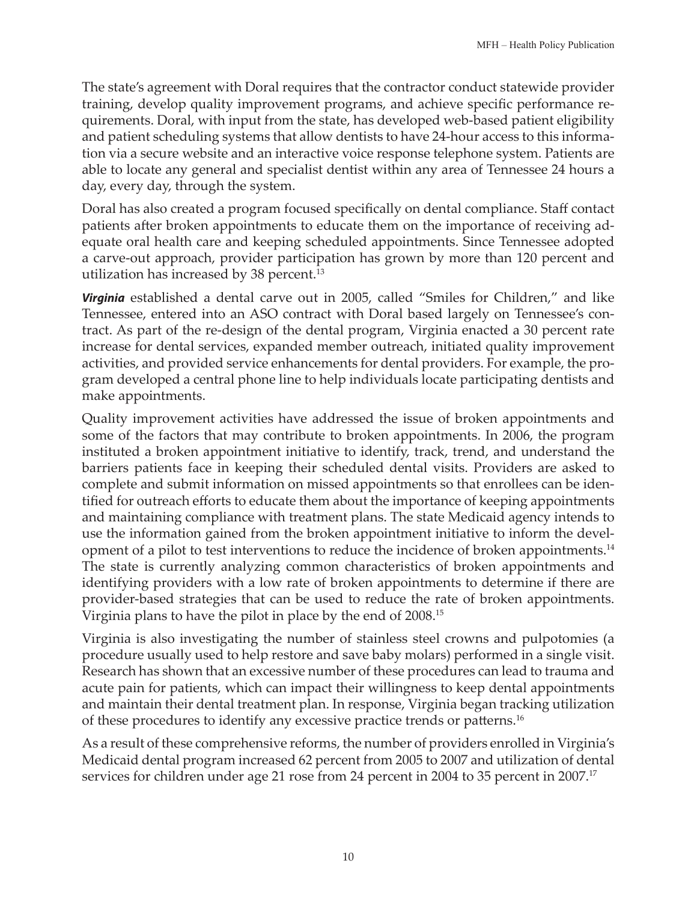The state's agreement with Doral requires that the contractor conduct statewide provider training, develop quality improvement programs, and achieve specific performance requirements. Doral, with input from the state, has developed web-based patient eligibility and patient scheduling systems that allow dentists to have 24-hour access to this information via a secure website and an interactive voice response telephone system. Patients are able to locate any general and specialist dentist within any area of Tennessee 24 hours a day, every day, through the system.

Doral has also created a program focused specifically on dental compliance. Staff contact patients after broken appointments to educate them on the importance of receiving adequate oral health care and keeping scheduled appointments. Since Tennessee adopted a carve-out approach, provider participation has grown by more than 120 percent and utilization has increased by 38 percent.[13]

***Virginia*** established a dental carve out in 2005, called "Smiles for Children," and like Tennessee, entered into an ASO contract with Doral based largely on Tennessee's contract. As part of the re-design of the dental program, Virginia enacted a 30 percent rate increase for dental services, expanded member outreach, initiated quality improvement activities, and provided service enhancements for dental providers. For example, the program developed a central phone line to help individuals locate participating dentists and make appointments.

Quality improvement activities have addressed the issue of broken appointments and some of the factors that may contribute to broken appointments. In 2006, the program instituted a broken appointment initiative to identify, track, trend, and understand the barriers patients face in keeping their scheduled dental visits. Providers are asked to complete and submit information on missed appointments so that enrollees can be identified for outreach efforts to educate them about the importance of keeping appointments and maintaining compliance with treatment plans. The state Medicaid agency intends to use the information gained from the broken appointment initiative to inform the development of a pilot to test interventions to reduce the incidence of broken appointments.[14] The state is currently analyzing common characteristics of broken appointments and identifying providers with a low rate of broken appointments to determine if there are provider-based strategies that can be used to reduce the rate of broken appointments. Virginia plans to have the pilot in place by the end of 2008.[15]

Virginia is also investigating the number of stainless steel crowns and pulpotomies (a procedure usually used to help restore and save baby molars) performed in a single visit. Research has shown that an excessive number of these procedures can lead to trauma and acute pain for patients, which can impact their willingness to keep dental appointments and maintain their dental treatment plan. In response, Virginia began tracking utilization of these procedures to identify any excessive practice trends or patterns.[16]

As a result of these comprehensive reforms, the number of providers enrolled in Virginia's Medicaid dental program increased 62 percent from 2005 to 2007 and utilization of dental services for children under age 21 rose from 24 percent in 2004 to 35 percent in 2007.[17]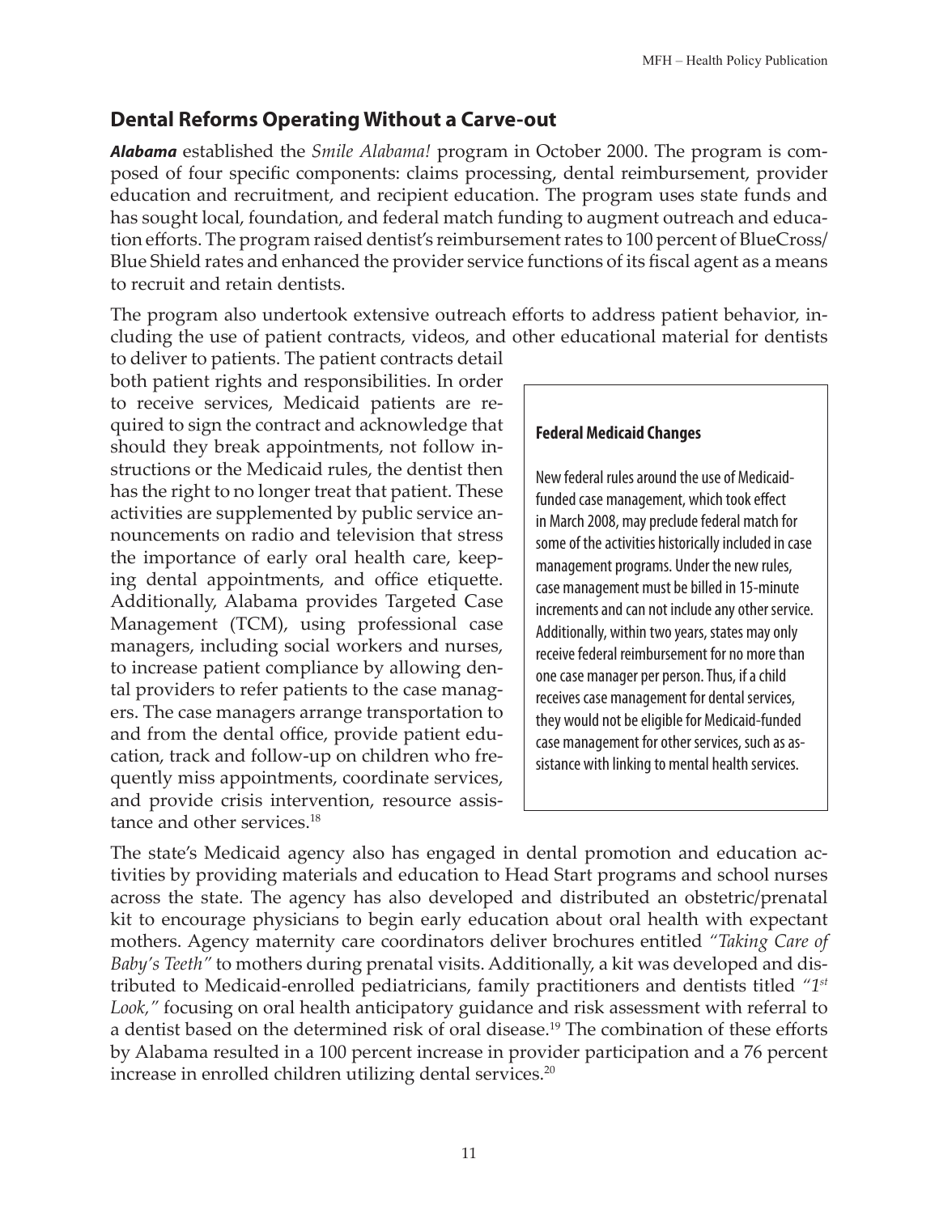## Dental Reforms Operating Without a Carve-out

***Alabama*** established the *Smile Alabama!* program in October 2000. The program is composed of four specific components: claims processing, dental reimbursement, provider education and recruitment, and recipient education. The program uses state funds and has sought local, foundation, and federal match funding to augment outreach and education efforts. The program raised dentist's reimbursement rates to 100 percent of BlueCross/Blue Shield rates and enhanced the provider service functions of its fiscal agent as a means to recruit and retain dentists.

The program also undertook extensive outreach efforts to address patient behavior, including the use of patient contracts, videos, and other educational material for dentists to deliver to patients. The patient contracts detail both patient rights and responsibilities. In order to receive services, Medicaid patients are required to sign the contract and acknowledge that should they break appointments, not follow instructions or the Medicaid rules, the dentist then has the right to no longer treat that patient. These activities are supplemented by public service announcements on radio and television that stress the importance of early oral health care, keeping dental appointments, and office etiquette. Additionally, Alabama provides Targeted Case Management (TCM), using professional case managers, including social workers and nurses, to increase patient compliance by allowing dental providers to refer patients to the case managers. The case managers arrange transportation to and from the dental office, provide patient education, track and follow-up on children who frequently miss appointments, coordinate services, and provide crisis intervention, resource assistance and other services.[18]

> **Federal Medicaid Changes**
>
> New federal rules around the use of Medicaid-funded case management, which took effect in March 2008, may preclude federal match for some of the activities historically included in case management programs. Under the new rules, case management must be billed in 15-minute increments and can not include any other service. Additionally, within two years, states may only receive federal reimbursement for no more than one case manager per person. Thus, if a child receives case management for dental services, they would not be eligible for Medicaid-funded case management for other services, such as assistance with linking to mental health services.

The state's Medicaid agency also has engaged in dental promotion and education activities by providing materials and education to Head Start programs and school nurses across the state. The agency has also developed and distributed an obstetric/prenatal kit to encourage physicians to begin early education about oral health with expectant mothers. Agency maternity care coordinators deliver brochures entitled *"Taking Care of Baby's Teeth"* to mothers during prenatal visits. Additionally, a kit was developed and distributed to Medicaid-enrolled pediatricians, family practitioners and dentists titled *"1st Look,"* focusing on oral health anticipatory guidance and risk assessment with referral to a dentist based on the determined risk of oral disease.[19] The combination of these efforts by Alabama resulted in a 100 percent increase in provider participation and a 76 percent increase in enrolled children utilizing dental services.[20]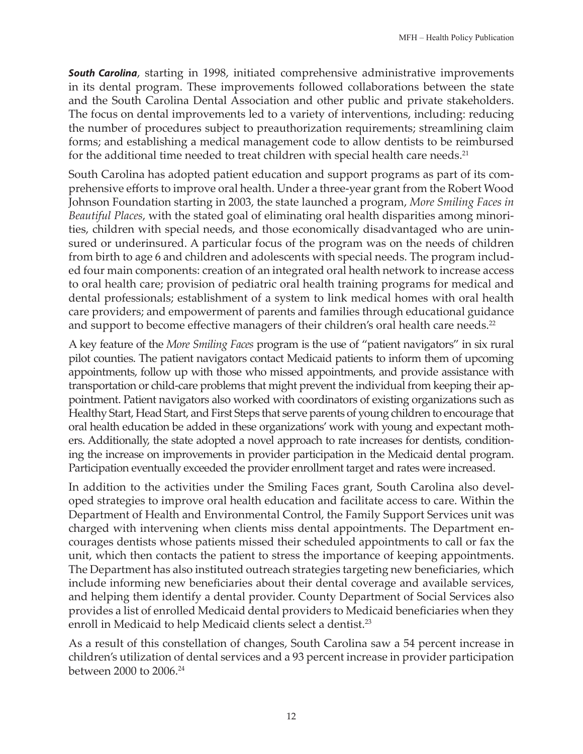***South Carolina***, starting in 1998, initiated comprehensive administrative improvements in its dental program. These improvements followed collaborations between the state and the South Carolina Dental Association and other public and private stakeholders. The focus on dental improvements led to a variety of interventions, including: reducing the number of procedures subject to preauthorization requirements; streamlining claim forms; and establishing a medical management code to allow dentists to be reimbursed for the additional time needed to treat children with special health care needs.[21]

South Carolina has adopted patient education and support programs as part of its comprehensive efforts to improve oral health. Under a three-year grant from the Robert Wood Johnson Foundation starting in 2003, the state launched a program, *More Smiling Faces in Beautiful Places*, with the stated goal of eliminating oral health disparities among minorities, children with special needs, and those economically disadvantaged who are uninsured or underinsured. A particular focus of the program was on the needs of children from birth to age 6 and children and adolescents with special needs. The program included four main components: creation of an integrated oral health network to increase access to oral health care; provision of pediatric oral health training programs for medical and dental professionals; establishment of a system to link medical homes with oral health care providers; and empowerment of parents and families through educational guidance and support to become effective managers of their children's oral health care needs.[22]

A key feature of the *More Smiling Faces* program is the use of "patient navigators" in six rural pilot counties. The patient navigators contact Medicaid patients to inform them of upcoming appointments, follow up with those who missed appointments, and provide assistance with transportation or child-care problems that might prevent the individual from keeping their appointment. Patient navigators also worked with coordinators of existing organizations such as Healthy Start, Head Start, and First Steps that serve parents of young children to encourage that oral health education be added in these organizations' work with young and expectant mothers. Additionally, the state adopted a novel approach to rate increases for dentists, conditioning the increase on improvements in provider participation in the Medicaid dental program. Participation eventually exceeded the provider enrollment target and rates were increased.

In addition to the activities under the Smiling Faces grant, South Carolina also developed strategies to improve oral health education and facilitate access to care. Within the Department of Health and Environmental Control, the Family Support Services unit was charged with intervening when clients miss dental appointments. The Department encourages dentists whose patients missed their scheduled appointments to call or fax the unit, which then contacts the patient to stress the importance of keeping appointments. The Department has also instituted outreach strategies targeting new beneficiaries, which include informing new beneficiaries about their dental coverage and available services, and helping them identify a dental provider. County Department of Social Services also provides a list of enrolled Medicaid dental providers to Medicaid beneficiaries when they enroll in Medicaid to help Medicaid clients select a dentist.[23]

As a result of this constellation of changes, South Carolina saw a 54 percent increase in children's utilization of dental services and a 93 percent increase in provider participation between 2000 to 2006.[24]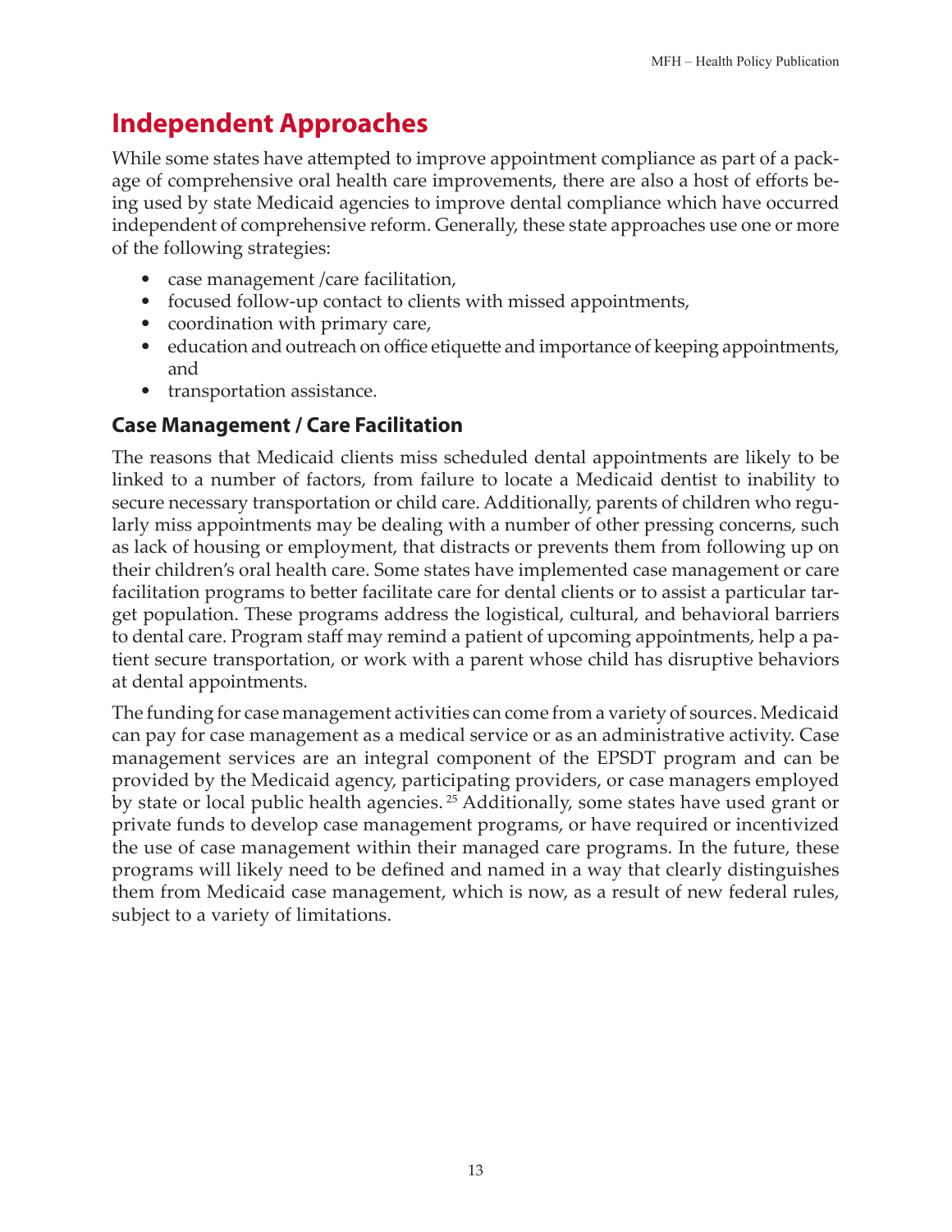# Independent Approaches

While some states have attempted to improve appointment compliance as part of a package of comprehensive oral health care improvements, there are also a host of efforts being used by state Medicaid agencies to improve dental compliance which have occurred independent of comprehensive reform. Generally, these state approaches use one or more of the following strategies:

- case management /care facilitation,
- focused follow-up contact to clients with missed appointments,
- coordination with primary care,
- education and outreach on office etiquette and importance of keeping appointments, and
- transportation assistance.

## Case Management / Care Facilitation

The reasons that Medicaid clients miss scheduled dental appointments are likely to be linked to a number of factors, from failure to locate a Medicaid dentist to inability to secure necessary transportation or child care. Additionally, parents of children who regularly miss appointments may be dealing with a number of other pressing concerns, such as lack of housing or employment, that distracts or prevents them from following up on their children's oral health care. Some states have implemented case management or care facilitation programs to better facilitate care for dental clients or to assist a particular target population. These programs address the logistical, cultural, and behavioral barriers to dental care. Program staff may remind a patient of upcoming appointments, help a patient secure transportation, or work with a parent whose child has disruptive behaviors at dental appointments.

The funding for case management activities can come from a variety of sources. Medicaid can pay for case management as a medical service or as an administrative activity. Case management services are an integral component of the EPSDT program and can be provided by the Medicaid agency, participating providers, or case managers employed by state or local public health agencies. [25] Additionally, some states have used grant or private funds to develop case management programs, or have required or incentivized the use of case management within their managed care programs. In the future, these programs will likely need to be defined and named in a way that clearly distinguishes them from Medicaid case management, which is now, as a result of new federal rules, subject to a variety of limitations.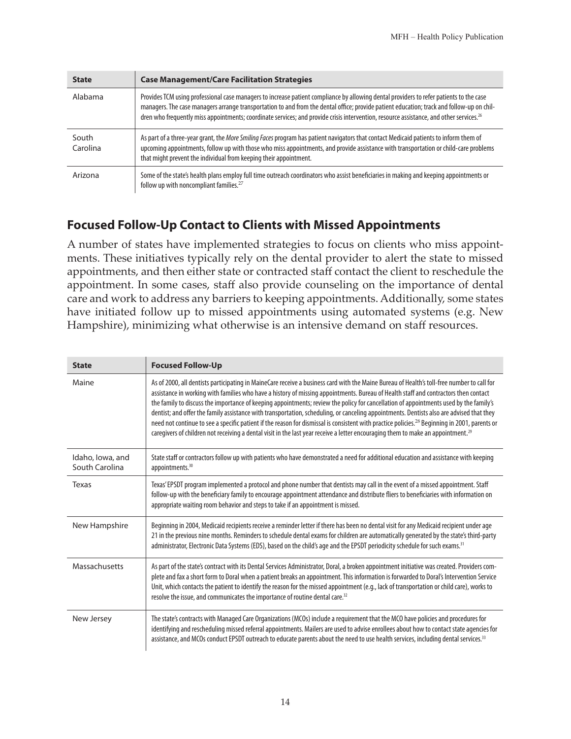| State | Case Management/Care Facilitation Strategies |
|---|---|
| Alabama | Provides TCM using professional case managers to increase patient compliance by allowing dental providers to refer patients to the case managers. The case managers arrange transportation to and from the dental office; provide patient education; track and follow-up on children who frequently miss appointments; coordinate services; and provide crisis intervention, resource assistance, and other services.[26] |
| South Carolina | As part of a three-year grant, the *More Smiling Faces* program has patient navigators that contact Medicaid patients to inform them of upcoming appointments, follow up with those who miss appointments, and provide assistance with transportation or child-care problems that might prevent the individual from keeping their appointment. |
| Arizona | Some of the state's health plans employ full time outreach coordinators who assist beneficiaries in making and keeping appointments or follow up with noncompliant families.[27] |

## Focused Follow-Up Contact to Clients with Missed Appointments

A number of states have implemented strategies to focus on clients who miss appointments. These initiatives typically rely on the dental provider to alert the state to missed appointments, and then either state or contracted staff contact the client to reschedule the appointment. In some cases, staff also provide counseling on the importance of dental care and work to address any barriers to keeping appointments. Additionally, some states have initiated follow up to missed appointments using automated systems (e.g. New Hampshire), minimizing what otherwise is an intensive demand on staff resources.

| State | Focused Follow-Up |
|---|---|
| Maine | As of 2000, all dentists participating in MaineCare receive a business card with the Maine Bureau of Health's toll-free number to call for assistance in working with families who have a history of missing appointments. Bureau of Health staff and contractors then contact the family to discuss the importance of keeping appointments; review the policy for cancellation of appointments used by the family's dentist; and offer the family assistance with transportation, scheduling, or canceling appointments. Dentists also are advised that they need not continue to see a specific patient if the reason for dismissal is consistent with practice policies.[28] Beginning in 2001, parents or caregivers of children not receiving a dental visit in the last year receive a letter encouraging them to make an appointment.[29] |
| Idaho, Iowa, and South Carolina | State staff or contractors follow up with patients who have demonstrated a need for additional education and assistance with keeping appointments.[30] |
| Texas | Texas' EPSDT program implemented a protocol and phone number that dentists may call in the event of a missed appointment. Staff follow-up with the beneficiary family to encourage appointment attendance and distribute fliers to beneficiaries with information on appropriate waiting room behavior and steps to take if an appointment is missed. |
| New Hampshire | Beginning in 2004, Medicaid recipients receive a reminder letter if there has been no dental visit for any Medicaid recipient under age 21 in the previous nine months. Reminders to schedule dental exams for children are automatically generated by the state's third-party administrator, Electronic Data Systems (EDS), based on the child's age and the EPSDT periodicity schedule for such exams.[31] |
| Massachusetts | As part of the state's contract with its Dental Services Administrator, Doral, a broken appointment initiative was created. Providers complete and fax a short form to Doral when a patient breaks an appointment. This information is forwarded to Doral's Intervention Service Unit, which contacts the patient to identify the reason for the missed appointment (e.g., lack of transportation or child care), works to resolve the issue, and communicates the importance of routine dental care.[32] |
| New Jersey | The state's contracts with Managed Care Organizations (MCOs) include a requirement that the MCO have policies and procedures for identifying and rescheduling missed referral appointments. Mailers are used to advise enrollees about how to contact state agencies for assistance, and MCOs conduct EPSDT outreach to educate parents about the need to use health services, including dental services.[33] |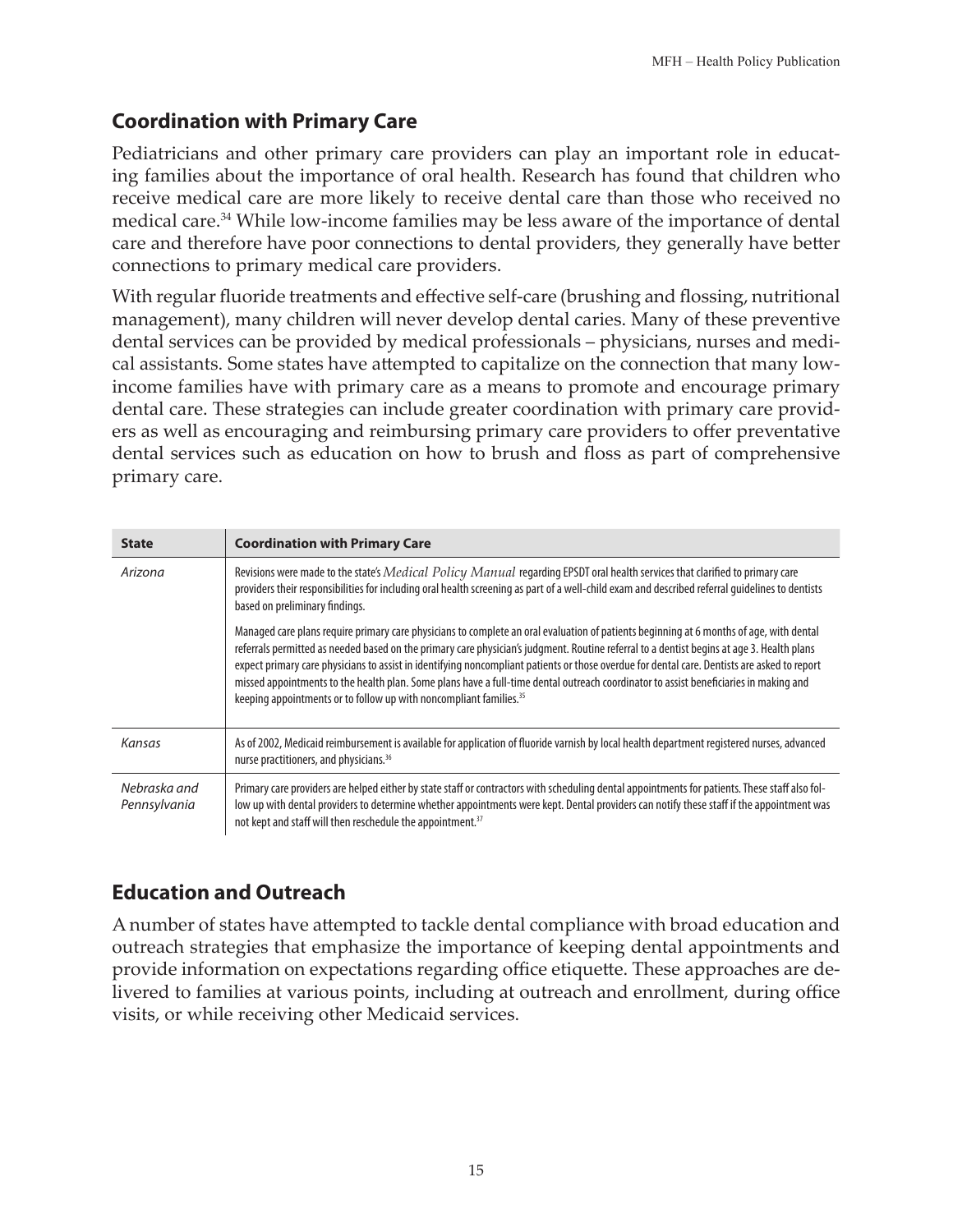## Coordination with Primary Care

Pediatricians and other primary care providers can play an important role in educating families about the importance of oral health. Research has found that children who receive medical care are more likely to receive dental care than those who received no medical care.[34] While low-income families may be less aware of the importance of dental care and therefore have poor connections to dental providers, they generally have better connections to primary medical care providers.

With regular fluoride treatments and effective self-care (brushing and flossing, nutritional management), many children will never develop dental caries. Many of these preventive dental services can be provided by medical professionals – physicians, nurses and medical assistants. Some states have attempted to capitalize on the connection that many low-income families have with primary care as a means to promote and encourage primary dental care. These strategies can include greater coordination with primary care providers as well as encouraging and reimbursing primary care providers to offer preventative dental services such as education on how to brush and floss as part of comprehensive primary care.

| State | Coordination with Primary Care |
|---|---|
| *Arizona* | Revisions were made to the state's *Medical Policy Manual* regarding EPSDT oral health services that clarified to primary care providers their responsibilities for including oral health screening as part of a well-child exam and described referral guidelines to dentists based on preliminary findings.<br><br>Managed care plans require primary care physicians to complete an oral evaluation of patients beginning at 6 months of age, with dental referrals permitted as needed based on the primary care physician's judgment. Routine referral to a dentist begins at age 3. Health plans expect primary care physicians to assist in identifying noncompliant patients or those overdue for dental care. Dentists are asked to report missed appointments to the health plan. Some plans have a full-time dental outreach coordinator to assist beneficiaries in making and keeping appointments or to follow up with noncompliant families.[35] |
| *Kansas* | As of 2002, Medicaid reimbursement is available for application of fluoride varnish by local health department registered nurses, advanced nurse practitioners, and physicians.[36] |
| *Nebraska and Pennsylvania* | Primary care providers are helped either by state staff or contractors with scheduling dental appointments for patients. These staff also follow up with dental providers to determine whether appointments were kept. Dental providers can notify these staff if the appointment was not kept and staff will then reschedule the appointment.[37] |

## Education and Outreach

A number of states have attempted to tackle dental compliance with broad education and outreach strategies that emphasize the importance of keeping dental appointments and provide information on expectations regarding office etiquette. These approaches are delivered to families at various points, including at outreach and enrollment, during office visits, or while receiving other Medicaid services.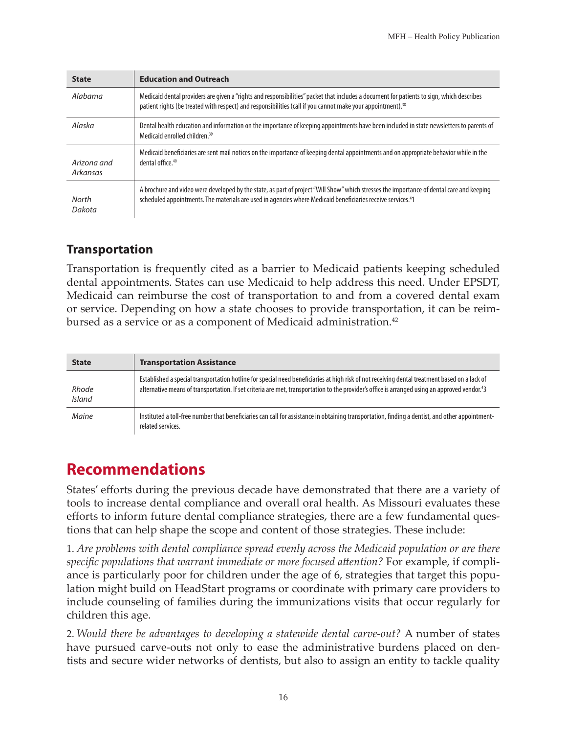| State | Education and Outreach |
|---|---|
| *Alabama* | Medicaid dental providers are given a "rights and responsibilities" packet that includes a document for patients to sign, which describes patient rights (be treated with respect) and responsibilities (call if you cannot make your appointment).[38] |
| *Alaska* | Dental health education and information on the importance of keeping appointments have been included in state newsletters to parents of Medicaid enrolled children.[39] |
| *Arizona and Arkansas* | Medicaid beneficiaries are sent mail notices on the importance of keeping dental appointments and on appropriate behavior while in the dental office.[40] |
| *North Dakota* | A brochure and video were developed by the state, as part of project "Will Show" which stresses the importance of dental care and keeping scheduled appointments. The materials are used in agencies where Medicaid beneficiaries receive services.[41] |

## Transportation

Transportation is frequently cited as a barrier to Medicaid patients keeping scheduled dental appointments. States can use Medicaid to help address this need. Under EPSDT, Medicaid can reimburse the cost of transportation to and from a covered dental exam or service. Depending on how a state chooses to provide transportation, it can be reimbursed as a service or as a component of Medicaid administration.[42]

| State | Transportation Assistance |
|---|---|
| *Rhode Island* | Established a special transportation hotline for special need beneficiaries at high risk of not receiving dental treatment based on a lack of alternative means of transportation. If set criteria are met, transportation to the provider's office is arranged using an approved vendor.[43] |
| *Maine* | Instituted a toll-free number that beneficiaries can call for assistance in obtaining transportation, finding a dentist, and other appointment-related services. |

# Recommendations

States' efforts during the previous decade have demonstrated that there are a variety of tools to increase dental compliance and overall oral health. As Missouri evaluates these efforts to inform future dental compliance strategies, there are a few fundamental questions that can help shape the scope and content of those strategies. These include:

1. *Are problems with dental compliance spread evenly across the Medicaid population or are there specific populations that warrant immediate or more focused attention?* For example, if compliance is particularly poor for children under the age of 6, strategies that target this population might build on HeadStart programs or coordinate with primary care providers to include counseling of families during the immunizations visits that occur regularly for children this age.

2. *Would there be advantages to developing a statewide dental carve-out?* A number of states have pursued carve-outs not only to ease the administrative burdens placed on dentists and secure wider networks of dentists, but also to assign an entity to tackle quality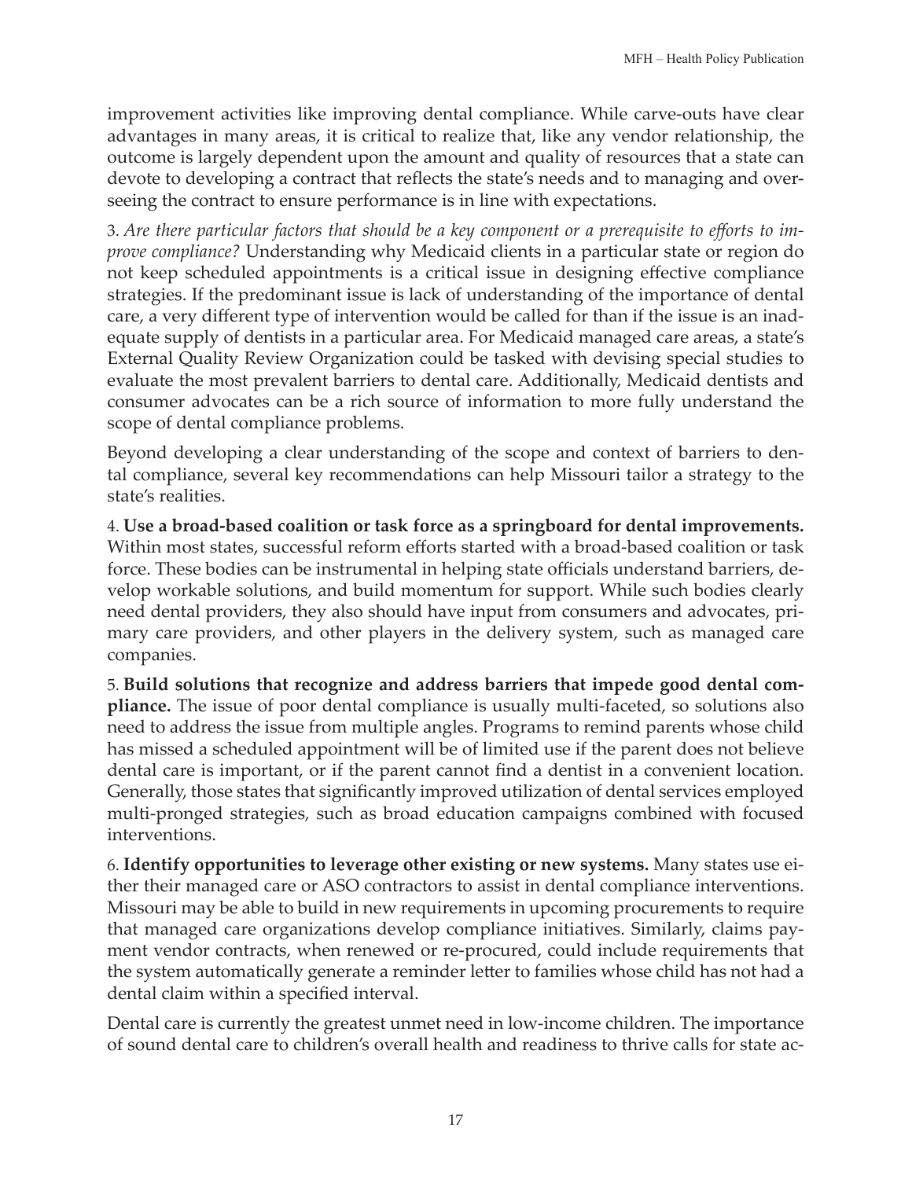improvement activities like improving dental compliance. While carve-outs have clear advantages in many areas, it is critical to realize that, like any vendor relationship, the outcome is largely dependent upon the amount and quality of resources that a state can devote to developing a contract that reflects the state's needs and to managing and overseeing the contract to ensure performance is in line with expectations.

3. *Are there particular factors that should be a key component or a prerequisite to efforts to improve compliance?* Understanding why Medicaid clients in a particular state or region do not keep scheduled appointments is a critical issue in designing effective compliance strategies. If the predominant issue is lack of understanding of the importance of dental care, a very different type of intervention would be called for than if the issue is an inadequate supply of dentists in a particular area. For Medicaid managed care areas, a state's External Quality Review Organization could be tasked with devising special studies to evaluate the most prevalent barriers to dental care. Additionally, Medicaid dentists and consumer advocates can be a rich source of information to more fully understand the scope of dental compliance problems.

Beyond developing a clear understanding of the scope and context of barriers to dental compliance, several key recommendations can help Missouri tailor a strategy to the state's realities.

4. **Use a broad-based coalition or task force as a springboard for dental improvements.** Within most states, successful reform efforts started with a broad-based coalition or task force. These bodies can be instrumental in helping state officials understand barriers, develop workable solutions, and build momentum for support. While such bodies clearly need dental providers, they also should have input from consumers and advocates, primary care providers, and other players in the delivery system, such as managed care companies.

5. **Build solutions that recognize and address barriers that impede good dental compliance.** The issue of poor dental compliance is usually multi-faceted, so solutions also need to address the issue from multiple angles. Programs to remind parents whose child has missed a scheduled appointment will be of limited use if the parent does not believe dental care is important, or if the parent cannot find a dentist in a convenient location. Generally, those states that significantly improved utilization of dental services employed multi-pronged strategies, such as broad education campaigns combined with focused interventions.

6. **Identify opportunities to leverage other existing or new systems.** Many states use either their managed care or ASO contractors to assist in dental compliance interventions. Missouri may be able to build in new requirements in upcoming procurements to require that managed care organizations develop compliance initiatives. Similarly, claims payment vendor contracts, when renewed or re-procured, could include requirements that the system automatically generate a reminder letter to families whose child has not had a dental claim within a specified interval.

Dental care is currently the greatest unmet need in low-income children. The importance of sound dental care to children's overall health and readiness to thrive calls for state ac-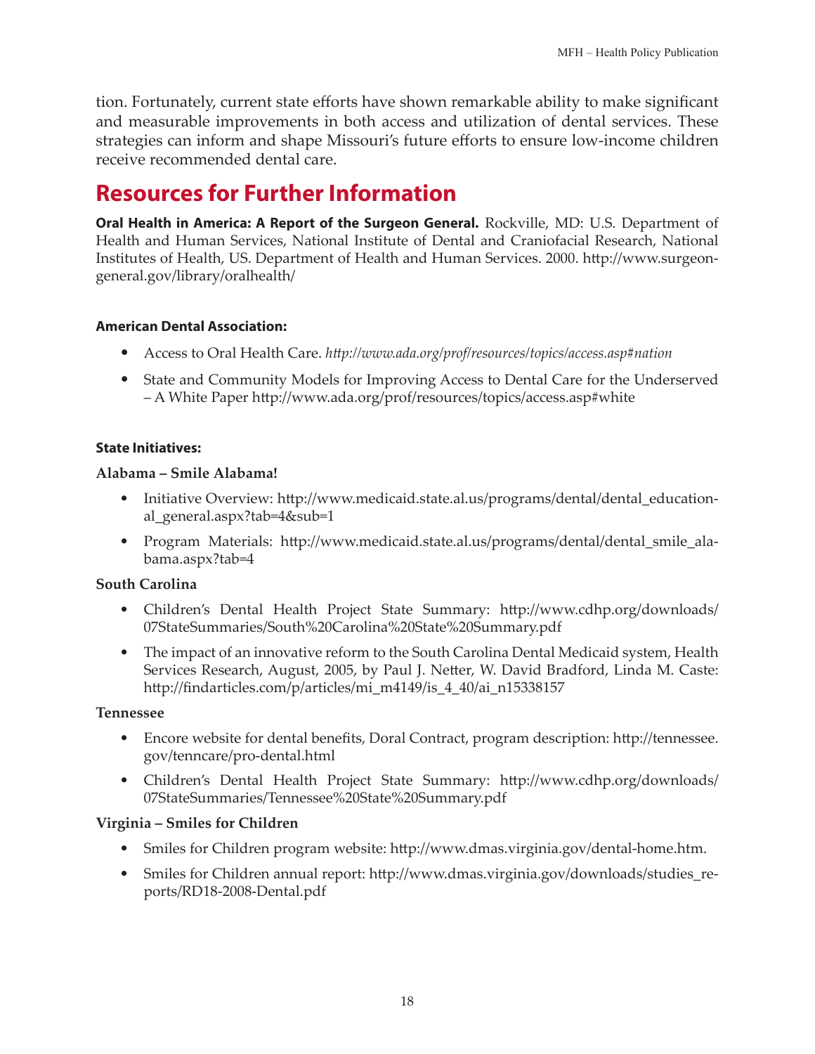tion. Fortunately, current state efforts have shown remarkable ability to make significant and measurable improvements in both access and utilization of dental services. These strategies can inform and shape Missouri's future efforts to ensure low-income children receive recommended dental care.

## Resources for Further Information

**Oral Health in America: A Report of the Surgeon General.** Rockville, MD: U.S. Department of Health and Human Services, National Institute of Dental and Craniofacial Research, National Institutes of Health, US. Department of Health and Human Services. 2000. http://www.surgeongeneral.gov/library/oralhealth/

**American Dental Association:**

- Access to Oral Health Care. *http://www.ada.org/prof/resources/topics/access.asp#nation*
- State and Community Models for Improving Access to Dental Care for the Underserved – A White Paper http://www.ada.org/prof/resources/topics/access.asp#white

**State Initiatives:**

**Alabama – Smile Alabama!**

- Initiative Overview: http://www.medicaid.state.al.us/programs/dental/dental_educational_general.aspx?tab=4&sub=1
- Program Materials: http://www.medicaid.state.al.us/programs/dental/dental_smile_alabama.aspx?tab=4

**South Carolina**

- Children's Dental Health Project State Summary: http://www.cdhp.org/downloads/07StateSummaries/South%20Carolina%20State%20Summary.pdf
- The impact of an innovative reform to the South Carolina Dental Medicaid system, Health Services Research, August, 2005, by Paul J. Netter, W. David Bradford, Linda M. Caste: http://findarticles.com/p/articles/mi_m4149/is_4_40/ai_n15338157

**Tennessee**

- Encore website for dental benefits, Doral Contract, program description: http://tennessee.gov/tenncare/pro-dental.html
- Children's Dental Health Project State Summary: http://www.cdhp.org/downloads/07StateSummaries/Tennessee%20State%20Summary.pdf

**Virginia – Smiles for Children**

- Smiles for Children program website: http://www.dmas.virginia.gov/dental-home.htm.
- Smiles for Children annual report: http://www.dmas.virginia.gov/downloads/studies_reports/RD18-2008-Dental.pdf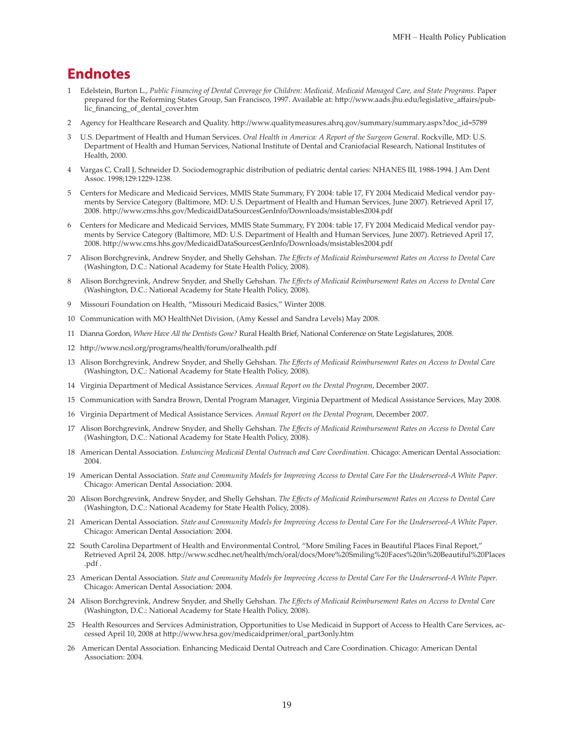# Endnotes

1 Edelstein, Burton L., *Public Financing of Dental Coverage for Children: Medicaid, Medicaid Managed Care, and State Programs*. Paper prepared for the Reforming States Group, San Francisco, 1997. Available at: http://www.aads.jhu.edu/legislative_affairs/public_financing_of_dental_cover.htm

2 Agency for Healthcare Research and Quality. http://www.qualitymeasures.ahrq.gov/summary/summary.aspx?doc_id=5789

3 U.S. Department of Health and Human Services. *Oral Health in America: A Report of the Surgeon General*. Rockville, MD: U.S. Department of Health and Human Services, National Institute of Dental and Craniofacial Research, National Institutes of Health, 2000.

4 Vargas C, Crall J, Schneider D. Sociodemographic distribution of pediatric dental caries: NHANES III, 1988-1994. J Am Dent Assoc. 1998;129:1229-1238.

5 Centers for Medicare and Medicaid Services, MMIS State Summary, FY 2004: table 17, FY 2004 Medicaid Medical vendor payments by Service Category (Baltimore, MD: U.S. Department of Health and Human Services, June 2007). Retrieved April 17, 2008. http://www.cms.hhs.gov/MedicaidDataSourcesGenInfo/Downloads/msistables2004.pdf

6 Centers for Medicare and Medicaid Services, MMIS State Summary, FY 2004: table 17, FY 2004 Medicaid Medical vendor payments by Service Category (Baltimore, MD: U.S. Department of Health and Human Services, June 2007). Retrieved April 17, 2008. http://www.cms.hhs.gov/MedicaidDataSourcesGenInfo/Downloads/msistables2004.pdf

7 Alison Borchgrevink, Andrew Snyder, and Shelly Gehshan. *The Effects of Medicaid Reimbursement Rates on Access to Dental Care* (Washington, D.C.: National Academy for State Health Policy, 2008).

8 Alison Borchgrevink, Andrew Snyder, and Shelly Gehshan. *The Effects of Medicaid Reimbursement Rates on Access to Dental Care* (Washington, D.C.: National Academy for State Health Policy, 2008).

9 Missouri Foundation on Health, "Missouri Medicaid Basics," Winter 2008.

10 Communication with MO HealthNet Division, (Amy Kessel and Sandra Levels) May 2008.

11 Dianna Gordon, *Where Have All the Dentists Gone?* Rural Health Brief, National Conference on State Legislatures, 2008.

12 http://www.ncsl.org/programs/health/forum/oralhealth.pdf

13 Alison Borchgrevink, Andrew Snyder, and Shelly Gehshan. *The Effects of Medicaid Reimbursement Rates on Access to Dental Care* (Washington, D.C.: National Academy for State Health Policy, 2008).

14 Virginia Department of Medical Assistance Services. *Annual Report on the Dental Program*, December 2007.

15 Communication with Sandra Brown, Dental Program Manager, Virginia Department of Medical Assistance Services, May 2008.

16 Virginia Department of Medical Assistance Services. *Annual Report on the Dental Program*, December 2007.

17 Alison Borchgrevink, Andrew Snyder, and Shelly Gehshan. *The Effects of Medicaid Reimbursement Rates on Access to Dental Care* (Washington, D.C.: National Academy for State Health Policy, 2008).

18 American Dental Association. *Enhancing Medicaid Dental Outreach and Care Coordination*. Chicago: American Dental Association: 2004.

19 American Dental Association. *State and Community Models for Improving Access to Dental Care For the Underserved-A White Paper*. Chicago: American Dental Association: 2004.

20 Alison Borchgrevink, Andrew Snyder, and Shelly Gehshan. *The Effects of Medicaid Reimbursement Rates on Access to Dental Care* (Washington, D.C.: National Academy for State Health Policy, 2008).

21 American Dental Association. *State and Community Models for Improving Access to Dental Care For the Underserved-A White Paper*. Chicago: American Dental Association: 2004.

22 South Carolina Department of Health and Environmental Control, "More Smiling Faces in Beautiful Places Final Report," Retrieved April 24, 2008. http://www.scdhec.net/health/mch/oral/docs/More%20Smiling%20Faces%20in%20Beautiful%20Places.pdf .

23 American Dental Association. *State and Community Models for Improving Access to Dental Care For the Underserved-A White Paper*. Chicago: American Dental Association: 2004.

24 Alison Borchgrevink, Andrew Snyder, and Shelly Gehshan. *The Effects of Medicaid Reimbursement Rates on Access to Dental Care* (Washington, D.C.: National Academy for State Health Policy, 2008).

25 Health Resources and Services Administration, Opportunities to Use Medicaid in Support of Access to Health Care Services, accessed April 10, 2008 at http://www.hrsa.gov/medicaidprimer/oral_part3only.htm

26 American Dental Association. Enhancing Medicaid Dental Outreach and Care Coordination. Chicago: American Dental Association: 2004.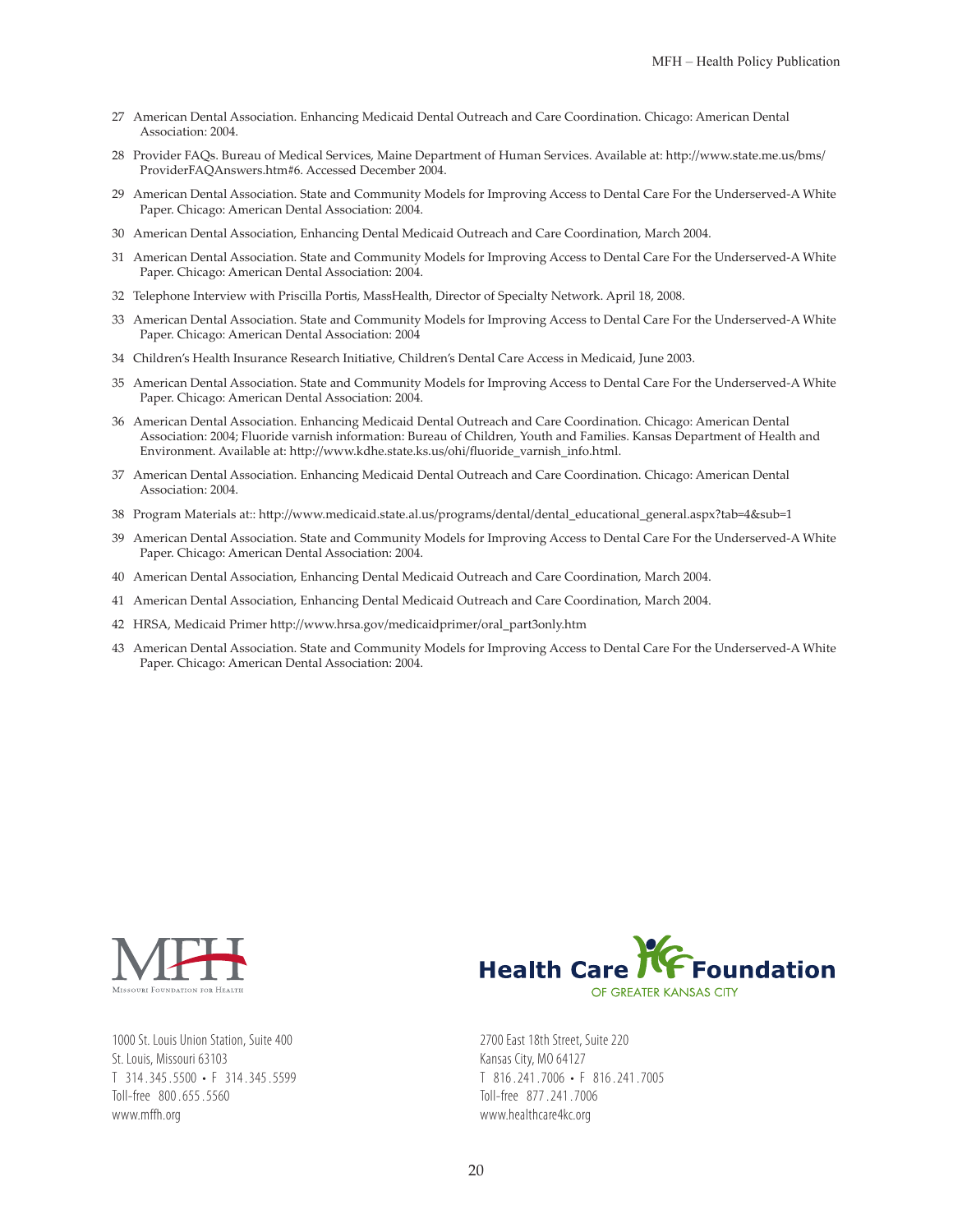27 American Dental Association. Enhancing Medicaid Dental Outreach and Care Coordination. Chicago: American Dental Association: 2004.

28 Provider FAQs. Bureau of Medical Services, Maine Department of Human Services. Available at: http://www.state.me.us/bms/ProviderFAQAnswers.htm#6. Accessed December 2004.

29 American Dental Association. State and Community Models for Improving Access to Dental Care For the Underserved-A White Paper. Chicago: American Dental Association: 2004.

30 American Dental Association, Enhancing Dental Medicaid Outreach and Care Coordination, March 2004.

31 American Dental Association. State and Community Models for Improving Access to Dental Care For the Underserved-A White Paper. Chicago: American Dental Association: 2004.

32 Telephone Interview with Priscilla Portis, MassHealth, Director of Specialty Network. April 18, 2008.

33 American Dental Association. State and Community Models for Improving Access to Dental Care For the Underserved-A White Paper. Chicago: American Dental Association: 2004

34 Children's Health Insurance Research Initiative, Children's Dental Care Access in Medicaid, June 2003.

35 American Dental Association. State and Community Models for Improving Access to Dental Care For the Underserved-A White Paper. Chicago: American Dental Association: 2004.

36 American Dental Association. Enhancing Medicaid Dental Outreach and Care Coordination. Chicago: American Dental Association: 2004; Fluoride varnish information: Bureau of Children, Youth and Families. Kansas Department of Health and Environment. Available at: http://www.kdhe.state.ks.us/ohi/fluoride_varnish_info.html.

37 American Dental Association. Enhancing Medicaid Dental Outreach and Care Coordination. Chicago: American Dental Association: 2004.

38 Program Materials at:: http://www.medicaid.state.al.us/programs/dental/dental_educational_general.aspx?tab=4&sub=1

39 American Dental Association. State and Community Models for Improving Access to Dental Care For the Underserved-A White Paper. Chicago: American Dental Association: 2004.

40 American Dental Association, Enhancing Dental Medicaid Outreach and Care Coordination, March 2004.

41 American Dental Association, Enhancing Dental Medicaid Outreach and Care Coordination, March 2004.

42 HRSA, Medicaid Primer http://www.hrsa.gov/medicaidprimer/oral_part3only.htm

43 American Dental Association. State and Community Models for Improving Access to Dental Care For the Underserved-A White Paper. Chicago: American Dental Association: 2004.

MFH
Missouri Foundation for Health

1000 St. Louis Union Station, Suite 400
St. Louis, Missouri 63103
T 314.345.5500 • F 314.345.5599
Toll-free 800.655.5560
www.mffh.org

Health Care Foundation
OF GREATER KANSAS CITY

2700 East 18th Street, Suite 220
Kansas City, MO 64127
T 816.241.7006 • F 816.241.7005
Toll-free 877.241.7006
www.healthcare4kc.org